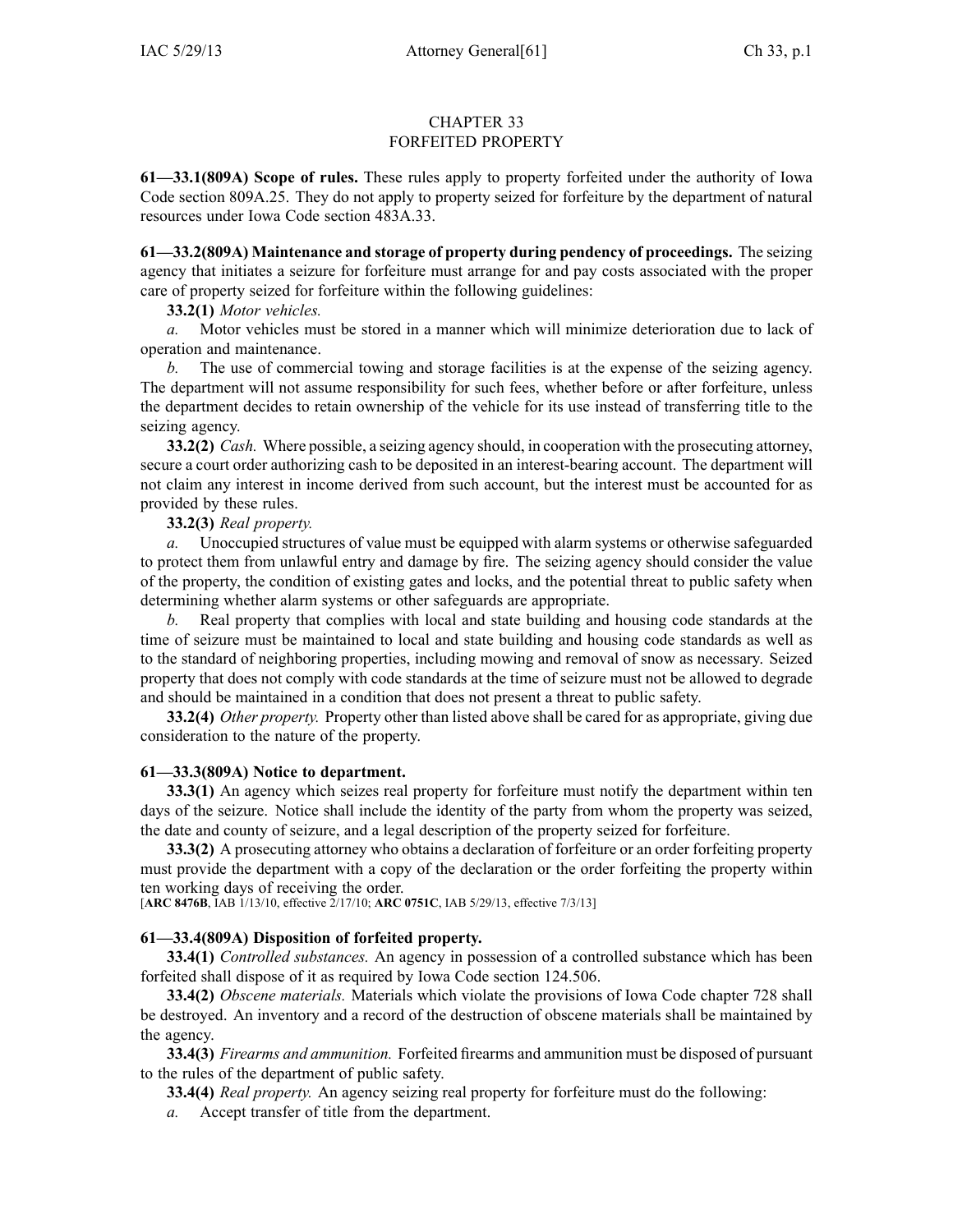# CHAPTER 33
# FORFEITED PROPERTY

**61—33.1(809A) Scope of rules.** These rules apply to property forfeited under the authority of Iowa Code section 809A.25. They do not apply to property seized for forfeiture by the department of natural resources under Iowa Code section 483A.33.

**61—33.2(809A) Maintenance and storage of property during pendency of proceedings.** The seizing agency that initiates a seizure for forfeiture must arrange for and pay costs associated with the proper care of property seized for forfeiture within the following guidelines:

**33.2(1)** *Motor vehicles.*

*a.* Motor vehicles must be stored in a manner which will minimize deterioration due to lack of operation and maintenance.

*b.* The use of commercial towing and storage facilities is at the expense of the seizing agency. The department will not assume responsibility for such fees, whether before or after forfeiture, unless the department decides to retain ownership of the vehicle for its use instead of transferring title to the seizing agency.

**33.2(2)** *Cash.* Where possible, a seizing agency should, in cooperation with the prosecuting attorney, secure a court order authorizing cash to be deposited in an interest-bearing account. The department will not claim any interest in income derived from such account, but the interest must be accounted for as provided by these rules.

**33.2(3)** *Real property.*

*a.* Unoccupied structures of value must be equipped with alarm systems or otherwise safeguarded to protect them from unlawful entry and damage by fire. The seizing agency should consider the value of the property, the condition of existing gates and locks, and the potential threat to public safety when determining whether alarm systems or other safeguards are appropriate.

*b.* Real property that complies with local and state building and housing code standards at the time of seizure must be maintained to local and state building and housing code standards as well as to the standard of neighboring properties, including mowing and removal of snow as necessary. Seized property that does not comply with code standards at the time of seizure must not be allowed to degrade and should be maintained in a condition that does not present a threat to public safety.

**33.2(4)** *Other property.* Property other than listed above shall be cared for as appropriate, giving due consideration to the nature of the property.

**61—33.3(809A) Notice to department.**

**33.3(1)** An agency which seizes real property for forfeiture must notify the department within ten days of the seizure. Notice shall include the identity of the party from whom the property was seized, the date and county of seizure, and a legal description of the property seized for forfeiture.

**33.3(2)** A prosecuting attorney who obtains a declaration of forfeiture or an order forfeiting property must provide the department with a copy of the declaration or the order forfeiting the property within ten working days of receiving the order.

[**ARC 8476B**, IAB 1/13/10, effective 2/17/10; **ARC 0751C**, IAB 5/29/13, effective 7/3/13]

**61—33.4(809A) Disposition of forfeited property.**

**33.4(1)** *Controlled substances.* An agency in possession of a controlled substance which has been forfeited shall dispose of it as required by Iowa Code section 124.506.

**33.4(2)** *Obscene materials.* Materials which violate the provisions of Iowa Code chapter 728 shall be destroyed. An inventory and a record of the destruction of obscene materials shall be maintained by the agency.

**33.4(3)** *Firearms and ammunition.* Forfeited firearms and ammunition must be disposed of pursuant to the rules of the department of public safety.

**33.4(4)** *Real property.* An agency seizing real property for forfeiture must do the following:

*a.* Accept transfer of title from the department.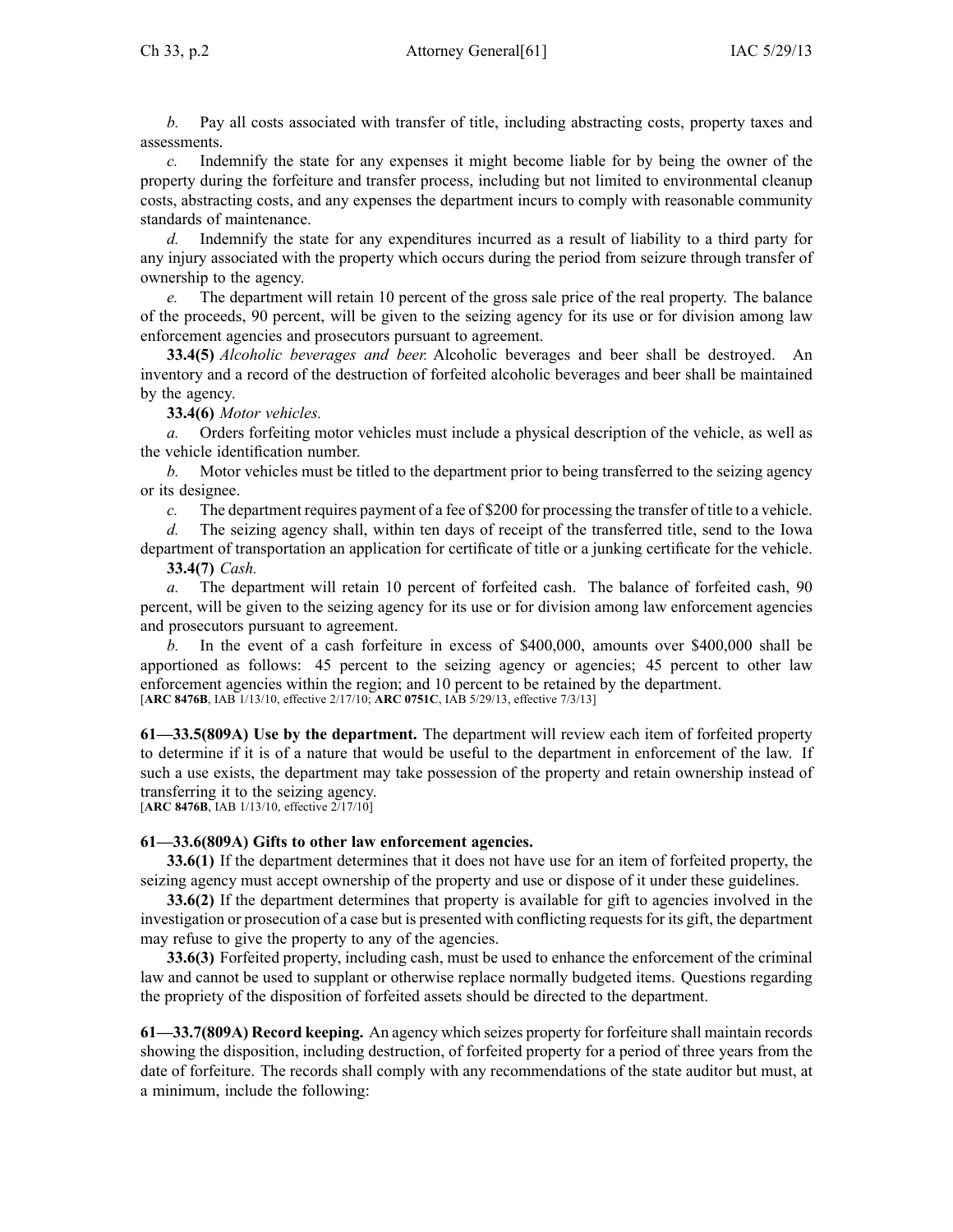*b.* Pay all costs associated with transfer of title, including abstracting costs, property taxes and assessments.

*c.* Indemnify the state for any expenses it might become liable for by being the owner of the property during the forfeiture and transfer process, including but not limited to environmental cleanup costs, abstracting costs, and any expenses the department incurs to comply with reasonable community standards of maintenance.

*d.* Indemnify the state for any expenditures incurred as a result of liability to a third party for any injury associated with the property which occurs during the period from seizure through transfer of ownership to the agency.

*e.* The department will retain 10 percent of the gross sale price of the real property. The balance of the proceeds, 90 percent, will be given to the seizing agency for its use or for division among law enforcement agencies and prosecutors pursuant to agreement.

**33.4(5)** *Alcoholic beverages and beer.* Alcoholic beverages and beer shall be destroyed. An inventory and a record of the destruction of forfeited alcoholic beverages and beer shall be maintained by the agency.

**33.4(6)** *Motor vehicles.*

*a.* Orders forfeiting motor vehicles must include a physical description of the vehicle, as well as the vehicle identification number.

*b.* Motor vehicles must be titled to the department prior to being transferred to the seizing agency or its designee.

*c.* The department requires payment of a fee of $200 for processing the transfer of title to a vehicle.

*d.* The seizing agency shall, within ten days of receipt of the transferred title, send to the Iowa department of transportation an application for certificate of title or a junking certificate for the vehicle.

**33.4(7)** *Cash.*

*a.* The department will retain 10 percent of forfeited cash. The balance of forfeited cash, 90 percent, will be given to the seizing agency for its use or for division among law enforcement agencies and prosecutors pursuant to agreement.

*b.* In the event of a cash forfeiture in excess of $400,000, amounts over $400,000 shall be apportioned as follows: 45 percent to the seizing agency or agencies; 45 percent to other law enforcement agencies within the region; and 10 percent to be retained by the department.
[**ARC 8476B**, IAB 1/13/10, effective 2/17/10; **ARC 0751C**, IAB 5/29/13, effective 7/3/13]

**61—33.5(809A) Use by the department.** The department will review each item of forfeited property to determine if it is of a nature that would be useful to the department in enforcement of the law. If such a use exists, the department may take possession of the property and retain ownership instead of transferring it to the seizing agency.
[**ARC 8476B**, IAB 1/13/10, effective 2/17/10]

**61—33.6(809A) Gifts to other law enforcement agencies.**

**33.6(1)** If the department determines that it does not have use for an item of forfeited property, the seizing agency must accept ownership of the property and use or dispose of it under these guidelines.

**33.6(2)** If the department determines that property is available for gift to agencies involved in the investigation or prosecution of a case but is presented with conflicting requests for its gift, the department may refuse to give the property to any of the agencies.

**33.6(3)** Forfeited property, including cash, must be used to enhance the enforcement of the criminal law and cannot be used to supplant or otherwise replace normally budgeted items. Questions regarding the propriety of the disposition of forfeited assets should be directed to the department.

**61—33.7(809A) Record keeping.** An agency which seizes property for forfeiture shall maintain records showing the disposition, including destruction, of forfeited property for a period of three years from the date of forfeiture. The records shall comply with any recommendations of the state auditor but must, at a minimum, include the following: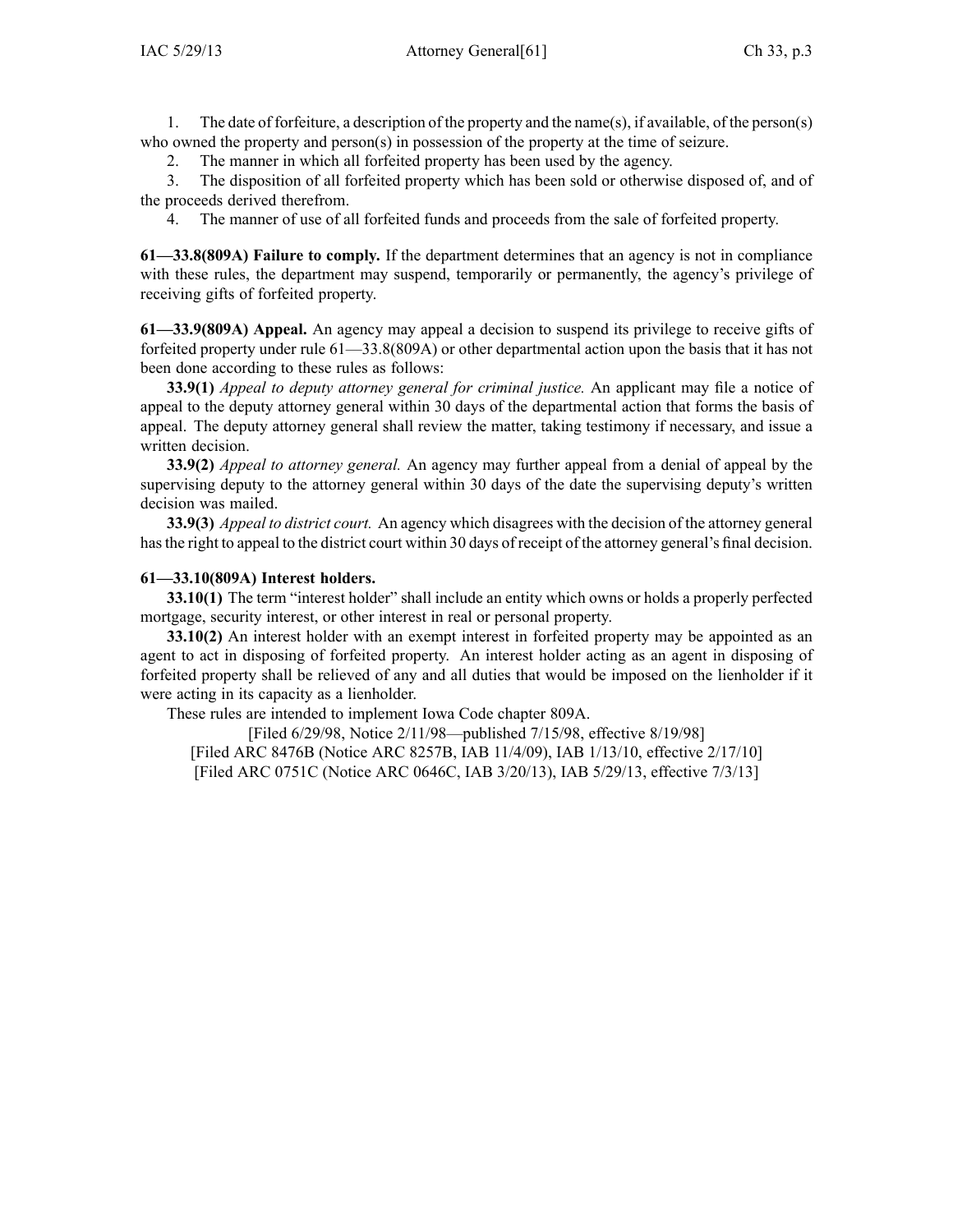1. The date of forfeiture, a description of the property and the name(s), if available, of the person(s) who owned the property and person(s) in possession of the property at the time of seizure.

2. The manner in which all forfeited property has been used by the agency.

3. The disposition of all forfeited property which has been sold or otherwise disposed of, and of the proceeds derived therefrom.

4. The manner of use of all forfeited funds and proceeds from the sale of forfeited property.

**61—33.8(809A) Failure to comply.** If the department determines that an agency is not in compliance with these rules, the department may suspend, temporarily or permanently, the agency's privilege of receiving gifts of forfeited property.

**61—33.9(809A) Appeal.** An agency may appeal a decision to suspend its privilege to receive gifts of forfeited property under rule 61—33.8(809A) or other departmental action upon the basis that it has not been done according to these rules as follows:

**33.9(1)** *Appeal to deputy attorney general for criminal justice.* An applicant may file a notice of appeal to the deputy attorney general within 30 days of the departmental action that forms the basis of appeal. The deputy attorney general shall review the matter, taking testimony if necessary, and issue a written decision.

**33.9(2)** *Appeal to attorney general.* An agency may further appeal from a denial of appeal by the supervising deputy to the attorney general within 30 days of the date the supervising deputy's written decision was mailed.

**33.9(3)** *Appeal to district court.* An agency which disagrees with the decision of the attorney general has the right to appeal to the district court within 30 days of receipt of the attorney general's final decision.

**61—33.10(809A) Interest holders.**

**33.10(1)** The term "interest holder" shall include an entity which owns or holds a properly perfected mortgage, security interest, or other interest in real or personal property.

**33.10(2)** An interest holder with an exempt interest in forfeited property may be appointed as an agent to act in disposing of forfeited property. An interest holder acting as an agent in disposing of forfeited property shall be relieved of any and all duties that would be imposed on the lienholder if it were acting in its capacity as a lienholder.

These rules are intended to implement Iowa Code chapter 809A.

[Filed 6/29/98, Notice 2/11/98—published 7/15/98, effective 8/19/98]

[Filed ARC 8476B (Notice ARC 8257B, IAB 11/4/09), IAB 1/13/10, effective 2/17/10]

[Filed ARC 0751C (Notice ARC 0646C, IAB 3/20/13), IAB 5/29/13, effective 7/3/13]